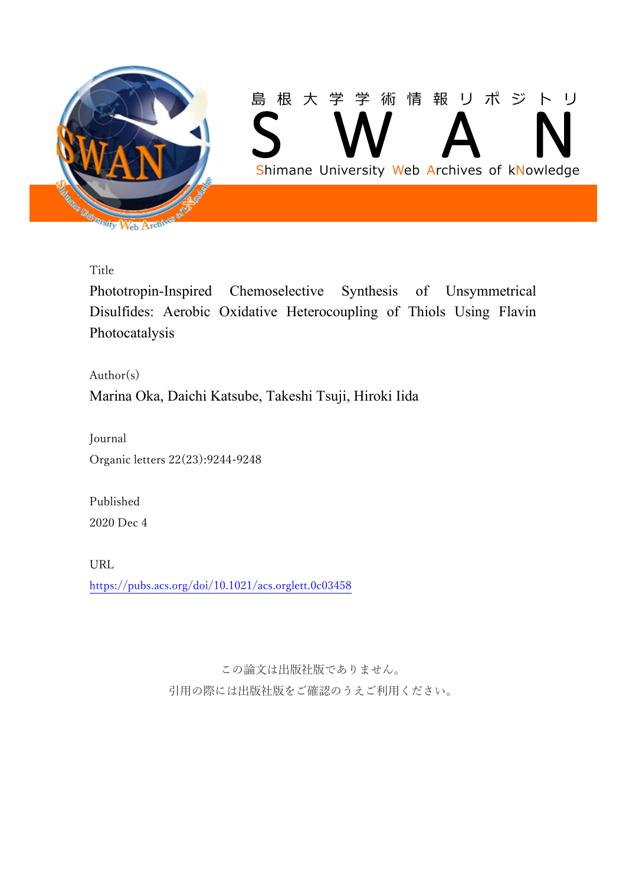島根大学学術情報リポジトリ

**S W A N**

Shimane University Web Archives of kNowledge

Title

Phototropin-Inspired Chemoselective Synthesis of Unsymmetrical Disulfides: Aerobic Oxidative Heterocoupling of Thiols Using Flavin Photocatalysis

Author(s)

Marina Oka, Daichi Katsube, Takeshi Tsuji, Hiroki Iida

Journal

Organic letters 22(23):9244-9248

Published

2020 Dec 4

URL

https://pubs.acs.org/doi/10.1021/acs.orglett.0c03458

この論文は出版社版でありません。
引用の際には出版社版をご確認のうえご利用ください。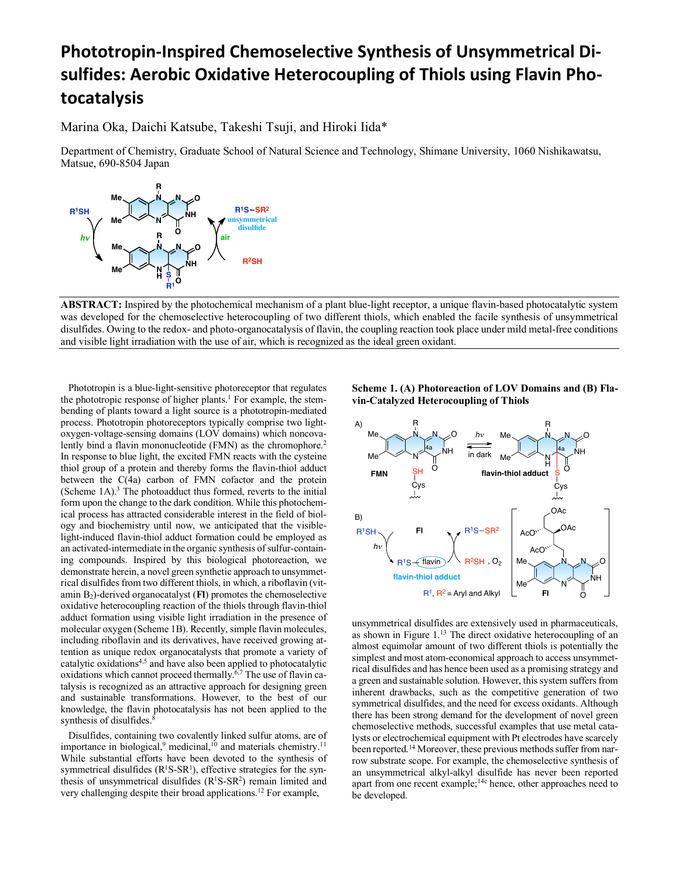# Phototropin-Inspired Chemoselective Synthesis of Unsymmetrical Disulfides: Aerobic Oxidative Heterocoupling of Thiols using Flavin Photocatalysis

Marina Oka, Daichi Katsube, Takeshi Tsuji, and Hiroki Iida*

Department of Chemistry, Graduate School of Natural Science and Technology, Shimane University, 1060 Nishikawatsu, Matsue, 690-8504 Japan

**ABSTRACT:** Inspired by the photochemical mechanism of a plant blue-light receptor, a unique flavin-based photocatalytic system was developed for the chemoselective heterocoupling of two different thiols, which enabled the facile synthesis of unsymmetrical disulfides. Owing to the redox- and photo-organocatalysis of flavin, the coupling reaction took place under mild metal-free conditions and visible light irradiation with the use of air, which is recognized as the ideal green oxidant.

Phototropin is a blue-light-sensitive photoreceptor that regulates the phototropic response of higher plants.[1] For example, the stem-bending of plants toward a light source is a phototropin-mediated process. Phototropin photoreceptors typically comprise two light-oxygen-voltage-sensing domains (LOV domains) which noncovalently bind a flavin mononucleotide (FMN) as the chromophore.[2] In response to blue light, the excited FMN reacts with the cysteine thiol group of a protein and thereby forms the flavin-thiol adduct between the C(4a) carbon of FMN cofactor and the protein (Scheme 1A).[3] The photoadduct thus formed, reverts to the initial form upon the change to the dark condition. While this photochemical process has attracted considerable interest in the field of biology and biochemistry until now, we anticipated that the visible-light-induced flavin-thiol adduct formation could be employed as an activated-intermediate in the organic synthesis of sulfur-containing compounds. Inspired by this biological photoreaction, we demonstrate herein, a novel green synthetic approach to unsymmetrical disulfides from two different thiols, in which, a riboflavin (vitamin $B_2$)-derived organocatalyst (**Fl**) promotes the chemoselective oxidative heterocoupling reaction of the thiols through flavin-thiol adduct formation using visible light irradiation in the presence of molecular oxygen (Scheme 1B). Recently, simple flavin molecules, including riboflavin and its derivatives, have received growing attention as unique redox organocatalysts that promote a variety of catalytic oxidations[4,5] and have also been applied to photocatalytic oxidations which cannot proceed thermally.[6,7] The use of flavin catalysis is recognized as an attractive approach for designing green and sustainable transformations. However, to the best of our knowledge, the flavin photocatalysis has not been applied to the synthesis of disulfides.[8]

Disulfides, containing two covalently linked sulfur atoms, are of importance in biological,[9] medicinal,[10] and materials chemistry.[11] While substantial efforts have been devoted to the synthesis of symmetrical disulfides ($R^1S\text{-}SR^1$), effective strategies for the synthesis of unsymmetrical disulfides ($R^1S\text{-}SR^2$) remain limited and very challenging despite their broad applications.[12] For example, unsymmetrical disulfides are extensively used in pharmaceuticals, as shown in Figure 1.[13] The direct oxidative heterocoupling of an almost equimolar amount of two different thiols is potentially the simplest and most atom-economical approach to access unsymmetrical disulfides and has hence been used as a promising strategy and a green and sustainable solution. However, this system suffers from inherent drawbacks, such as the competitive generation of two symmetrical disulfides, and the need for excess oxidants. Although there has been strong demand for the development of novel green chemoselective methods, successful examples that use metal catalysts or electrochemical equipment with Pt electrodes have scarcely been reported.[14] Moreover, these previous methods suffer from narrow substrate scope. For example, the chemoselective synthesis of an unsymmetrical alkyl-alkyl disulfide has never been reported apart from one recent example;[14c] hence, other approaches need to be developed.

**Scheme 1. (A) Photoreaction of LOV Domains and (B) Flavin-Catalyzed Heterocoupling of Thiols**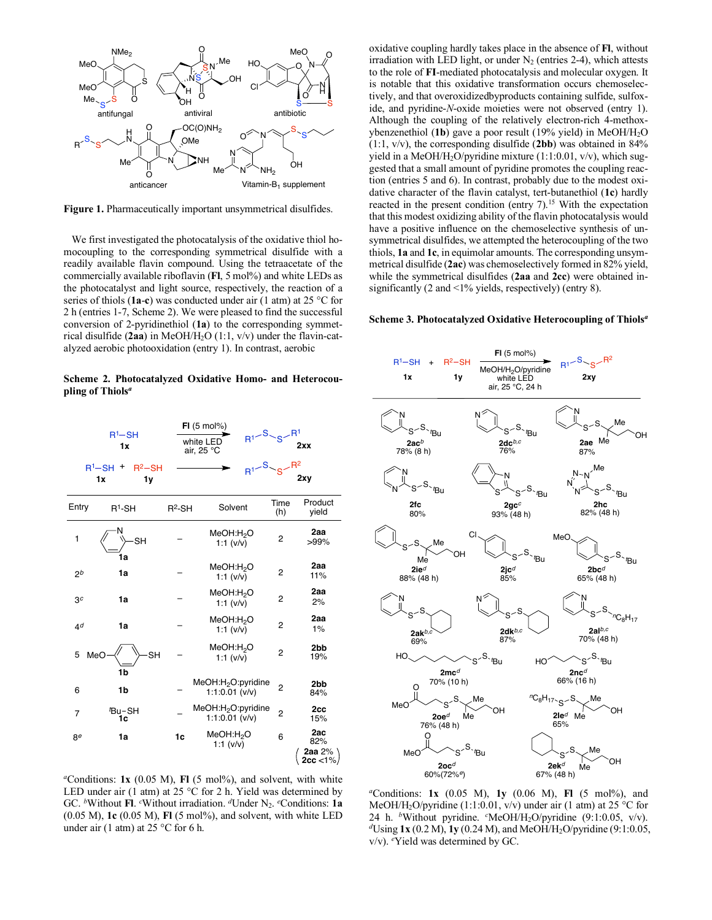**Figure 1.** Pharmaceutically important unsymmetrical disulfides.

We first investigated the photocatalysis of the oxidative thiol homocoupling to the corresponding symmetrical disulfide with a readily available flavin compound. Using the tetraacetate of the commercially available riboflavin (**Fl**, 5 mol%) and white LEDs as the photocatalyst and light source, respectively, the reaction of a series of thiols (**1a**-**c**) was conducted under air (1 atm) at 25 °C for 2 h (entries 1-7, Scheme 2). We were pleased to find the successful conversion of 2-pyridinethiol (**1a**) to the corresponding symmetrical disulfide (**2aa**) in MeOH/$H_2O$ (1:1, v/v) under the flavin-catalyzed aerobic photooxidation (entry 1). In contrast, aerobic oxidative coupling hardly takes place in the absence of **Fl**, without irradiation with LED light, or under $N_2$ (entries 2-4), which attests to the role of **Fl**-mediated photocatalysis and molecular oxygen. It is notable that this oxidative transformation occurs chemoselectively, and that overoxidizedbyproducts containing sulfide, sulfoxide, and pyridine-*N*-oxide moieties were not observed (entry 1). Although the coupling of the relatively electron-rich 4-methoxybenzenethiol (**1b**) gave a poor result (19% yield) in MeOH/$H_2O$ (1:1, v/v), the corresponding disulfide (**2bb**) was obtained in 84% yield in a MeOH/$H_2O$/pyridine mixture (1:1:0.01, v/v), which suggested that a small amount of pyridine promotes the coupling reaction (entries 5 and 6). In contrast, probably due to the modest oxidative character of the flavin catalyst, tert-butanethiol (**1c**) hardly reacted in the present condition (entry 7).[15] With the expectation that this modest oxidizing ability of the flavin photocatalysis would have a positive influence on the chemoselective synthesis of unsymmetrical disulfides, we attempted the heterocoupling of the two thiols, **1a** and **1c**, in equimolar amounts. The corresponding unsymmetrical disulfide (**2ac**) was chemoselectively formed in 82% yield, while the symmetrical disulfides (**2aa** and **2cc**) were obtained insignificantly (2 and <1% yields, respectively) (entry 8).

**Scheme 2. Photocatalyzed Oxidative Homo- and Heterocoupling of Thiols**[a]

$R^1$–SH (**1x**) → [**Fl** (5 mol%), white LED, air, 25 °C] → $R^1$–S–S–$R^1$ (**2xx**)

$R^1$–SH (**1x**) + $R^2$–SH (**1y**) → $R^1$–S–S–$R^2$ (**2xy**)

| Entry | $R^1$-SH | $R^2$-SH | Solvent | Time (h) | Product yield |
|---|---|---|---|---|---|
| 1 | 2-pyridinethiol (**1a**) | – | MeOH:$H_2O$ 1:1 (v/v) | 2 | **2aa** >99% |
| 2[b] | **1a** | – | MeOH:$H_2O$ 1:1 (v/v) | 2 | **2aa** 11% |
| 3[c] | **1a** | – | MeOH:$H_2O$ 1:1 (v/v) | 2 | **2aa** 2% |
| 4[d] | **1a** | – | MeOH:$H_2O$ 1:1 (v/v) | 2 | **2aa** 1% |
| 5 | 4-MeO-$C_6H_4$-SH (**1b**) | – | MeOH:$H_2O$ 1:1 (v/v) | 2 | **2bb** 19% |
| 6 | **1b** | – | MeOH:$H_2O$:pyridine 1:1:0.01 (v/v) | 2 | **2bb** 84% |
| 7 | $^t$Bu–SH **1c** | – | MeOH:$H_2O$:pyridine 1:1:0.01 (v/v) | 2 | **2cc** 15% |
| 8[e] | **1a** | **1c** | MeOH:$H_2O$ 1:1 (v/v) | 6 | **2ac** 82% (**2aa** 2% **2cc** <1%) |

[a]Conditions: **1x** (0.05 M), **Fl** (5 mol%), and solvent, with white LED under air (1 atm) at 25 °C for 2 h. Yield was determined by GC. [b]Without **Fl**. [c]Without irradiation. [d]Under $N_2$. [e]Conditions: **1a** (0.05 M), **1c** (0.05 M), **Fl** (5 mol%), and solvent, with white LED under air (1 atm) at 25 °C for 6 h.

**Scheme 3. Photocatalyzed Oxidative Heterocoupling of Thiols**[a]

$R^1$–SH (**1x**) + $R^2$–SH (**1y**) → [**Fl** (5 mol%), MeOH/$H_2O$/pyridine, white LED, air, 25 °C, 24 h] → $R^1$–S–S–$R^2$ (**2xy**)

- **2ac**[b] 78% (8 h)
- **2dc**[b,c] 76%
- **2ae** 87%
- **2fc** 80%
- **2gc**[c] 93% (48 h)
- **2hc** 82% (48 h)
- **2ie**[d] 88% (48 h)
- **2jc**[d] 85%
- **2bc**[d] 65% (48 h)
- **2ak**[b,c] 69%
- **2dk**[b,c] 87%
- **2al**[b,c] 70% (48 h)
- **2mc**[d] 70% (10 h)
- **2nc**[d] 66% (16 h)
- **2oe**[d] 76% (48 h)
- **2le**[d] 65%
- **2oc**[d] 60% (72%[e])
- **2ek**[d] 67% (48 h)

[a]Conditions: **1x** (0.05 M), **1y** (0.06 M), **Fl** (5 mol%), and MeOH/$H_2O$/pyridine (1:1:0.01, v/v) under air (1 atm) at 25 °C for 24 h. [b]Without pyridine. [c]MeOH/$H_2O$/pyridine (9:1:0.05, v/v). [d]Using **1x** (0.2 M), **1y** (0.24 M), and MeOH/$H_2O$/pyridine (9:1:0.05, v/v). [e]Yield was determined by GC.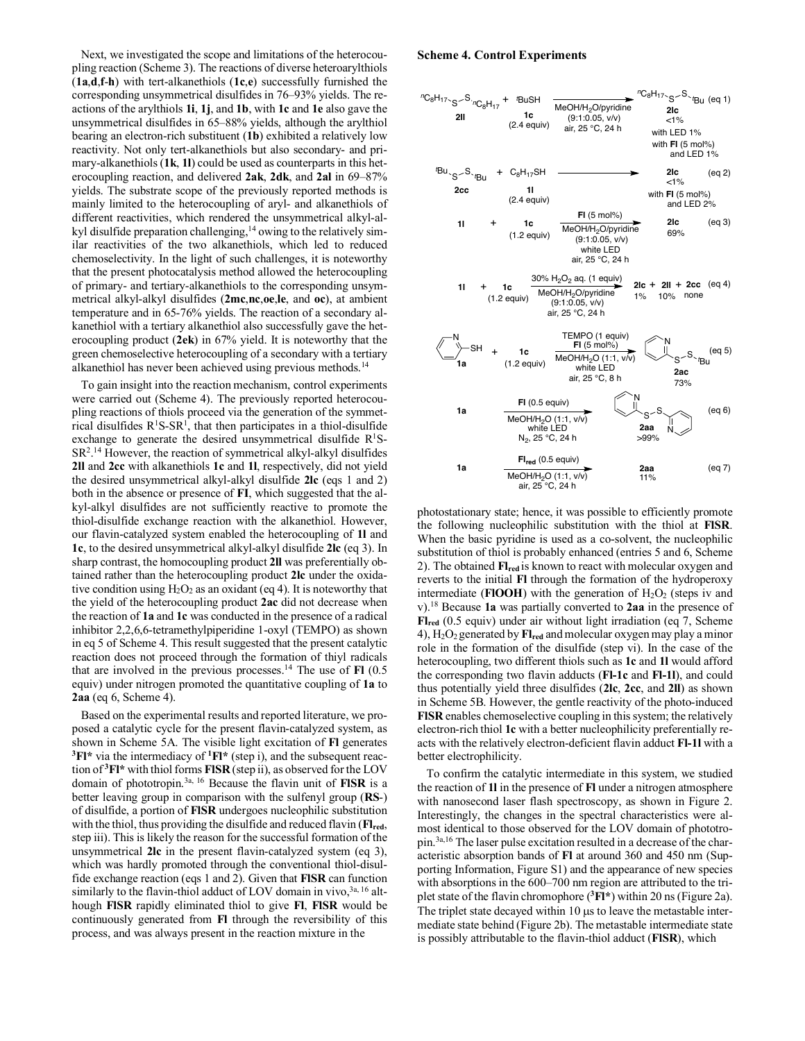Next, we investigated the scope and limitations of the heterocoupling reaction (Scheme 3). The reactions of diverse heteroarylthiols (**1a**,**d**,**f**-**h**) with tert-alkanethiols (**1c**,**e**) successfully furnished the corresponding unsymmetrical disulfides in 76–93% yields. The reactions of the arylthiols **1i**, **1j**, and **1b**, with **1c** and **1e** also gave the unsymmetrical disulfides in 65–88% yields, although the arylthiol bearing an electron-rich substituent (**1b**) exhibited a relatively low reactivity. Not only tert-alkanethiols but also secondary- and primary-alkanethiols (**1k**, **1l**) could be used as counterparts in this heterocoupling reaction, and delivered **2ak**, **2dk**, and **2al** in 69–87% yields. The substrate scope of the previously reported methods is mainly limited to the heterocoupling of aryl- and alkanethiols of different reactivities, which rendered the unsymmetrical alkyl-alkyl disulfide preparation challenging,[14] owing to the relatively similar reactivities of the two alkanethiols, which led to reduced chemoselectivity. In the light of such challenges, it is noteworthy that the present photocatalysis method allowed the heterocoupling of primary- and tertiary-alkanethiols to the corresponding unsymmetrical alkyl-alkyl disulfides (**2mc**,**nc**,**oe**,**le**, and **oc**), at ambient temperature and in 65-76% yields. The reaction of a secondary alkanethiol with a tertiary alkanethiol also successfully gave the heterocoupling product (**2ek**) in 67% yield. It is noteworthy that the green chemoselective heterocoupling of a secondary with a tertiary alkanethiol has never been achieved using previous methods.[14]

To gain insight into the reaction mechanism, control experiments were carried out (Scheme 4). The previously reported heterocoupling reactions of thiols proceed via the generation of the symmetrical disulfides $R^1S$-$SR^1$, that then participates in a thiol-disulfide exchange to generate the desired unsymmetrical disulfide $R^1S$-$SR^2$.[14] However, the reaction of symmetrical alkyl-alkyl disulfides **2ll** and **2cc** with alkanethiols **1c** and **1l**, respectively, did not yield the desired unsymmetrical alkyl-alkyl disulfide **2lc** (eqs 1 and 2) both in the absence or presence of **Fl**, which suggested that the alkyl-alkyl disulfides are not sufficiently reactive to promote the thiol-disulfide exchange reaction with the alkanethiol. However, our flavin-catalyzed system enabled the heterocoupling of **1l** and **1c**, to the desired unsymmetrical alkyl-alkyl disulfide **2lc** (eq 3). In sharp contrast, the homocoupling product **2ll** was preferentially obtained rather than the heterocoupling product **2lc** under the oxidative condition using $H_2O_2$ as an oxidant (eq 4). It is noteworthy that the yield of the heterocoupling product **2ac** did not decrease when the reaction of **1a** and **1c** was conducted in the presence of a radical inhibitor 2,2,6,6-tetramethylpiperidine 1-oxyl (TEMPO) as shown in eq 5 of Scheme 4. This result suggested that the present catalytic reaction does not proceed through the formation of thiyl radicals that are involved in the previous processes.[14] The use of **Fl** (0.5 equiv) under nitrogen promoted the quantitative coupling of **1a** to **2aa** (eq 6, Scheme 4).

Based on the experimental results and reported literature, we proposed a catalytic cycle for the present flavin-catalyzed system, as shown in Scheme 5A. The visible light excitation of **Fl** generates $^3$**Fl\*** via the intermediacy of $^1$**Fl\*** (step i), and the subsequent reaction of $^3$**Fl\*** with thiol forms **FlSR** (step ii), as observed for the LOV domain of phototropin.[3a, 16] Because the flavin unit of **FlSR** is a better leaving group in comparison with the sulfenyl group (**RS**-) of disulfide, a portion of **FlSR** undergoes nucleophilic substitution with the thiol, thus providing the disulfide and reduced flavin (**Fl$_{red}$**, step iii). This is likely the reason for the successful formation of the unsymmetrical **2lc** in the present flavin-catalyzed system (eq 3), which was hardly promoted through the conventional thiol-disulfide exchange reaction (eqs 1 and 2). Given that **FlSR** can function similarly to the flavin-thiol adduct of LOV domain in vivo,[3a, 16] although **FlSR** rapidly eliminated thiol to give **Fl**, **FlSR** would be continuously generated from **Fl** through the reversibility of this process, and was always present in the reaction mixture in the

**Scheme 4. Control Experiments**

- (eq 1) $^n$C$_8$H$_{17}$S–S$^n$C$_8$H$_{17}$ (**2ll**) + $^t$BuSH (**1c**, 2.4 equiv), MeOH/H$_2$O/pyridine (9:1:0.05, v/v), air, 25 °C, 24 h → $^n$C$_8$H$_{17}$S–S$^t$Bu (**2lc**) <1%; with LED 1%; with **Fl** (5 mol%) and LED 1%
- (eq 2) $^t$BuS–S$^t$Bu (**2cc**) + C$_8$H$_{17}$SH (**1l**, 2.4 equiv) → **2lc** <1%; with **Fl** (5 mol%) and LED 2%
- (eq 3) **1l** + **1c** (1.2 equiv), **Fl** (5 mol%), MeOH/H$_2$O/pyridine (9:1:0.05, v/v), white LED, air, 25 °C, 24 h → **2lc** 69%
- (eq 4) **1l** + **1c** (1.2 equiv), 30% H$_2$O$_2$ aq. (1 equiv), MeOH/H$_2$O/pyridine (9:1:0.05, v/v), air, 25 °C, 24 h → **2lc** 1% + **2ll** 10% + **2cc** none
- (eq 5) **1a** + **1c** (1.2 equiv), TEMPO (1 equiv), **Fl** (5 mol%), MeOH/H$_2$O (1:1, v/v), white LED, air, 25 °C, 8 h → **2ac** 73%
- (eq 6) **1a**, **Fl** (0.5 equiv), MeOH/H$_2$O (1:1, v/v), white LED, N$_2$, 25 °C, 24 h → **2aa** >99%
- (eq 7) **1a**, **Fl$_{red}$** (0.5 equiv), MeOH/H$_2$O (1:1, v/v), air, 25 °C, 24 h → **2aa** 11%

photostationary state; hence, it was possible to efficiently promote the following nucleophilic substitution with the thiol at **FlSR**. When the basic pyridine is used as a co-solvent, the nucleophilic substitution of thiol is probably enhanced (entries 5 and 6, Scheme 2). The obtained **Fl$_{red}$** is known to react with molecular oxygen and reverts to the initial **Fl** through the formation of the hydroperoxy intermediate (**FlOOH**) with the generation of $H_2O_2$ (steps iv and v).[18] Because **1a** was partially converted to **2aa** in the presence of **Fl$_{red}$** (0.5 equiv) under air without light irradiation (eq 7, Scheme 4), $H_2O_2$ generated by **Fl$_{red}$** and molecular oxygen may play a minor role in the formation of the disulfide (step vi). In the case of the heterocoupling, two different thiols such as **1c** and **1l** would afford the corresponding two flavin adducts (**Fl-1c** and **Fl-1l**), and could thus potentially yield three disulfides (**2lc**, **2cc**, and **2ll**) as shown in Scheme 5B. However, the gentle reactivity of the photo-induced **FlSR** enables chemoselective coupling in this system; the relatively electron-rich thiol **1c** with a better nucleophilicity preferentially reacts with the relatively electron-deficient flavin adduct **Fl-1l** with a better electrophilicity.

To confirm the catalytic intermediate in this system, we studied the reaction of **1l** in the presence of **Fl** under a nitrogen atmosphere with nanosecond laser flash spectroscopy, as shown in Figure 2. Interestingly, the changes in the spectral characteristics were almost identical to those observed for the LOV domain of phototropin.[3a,16] The laser pulse excitation resulted in a decrease of the characteristic absorption bands of **Fl** at around 360 and 450 nm (Supporting Information, Figure S1) and the appearance of new species with absorptions in the 600–700 nm region are attributed to the triplet state of the flavin chromophore ($^3$**Fl\***) within 20 ns (Figure 2a). The triplet state decayed within 10 μs to leave the metastable intermediate state behind (Figure 2b). The metastable intermediate state is possibly attributable to the flavin-thiol adduct (**FlSR**), which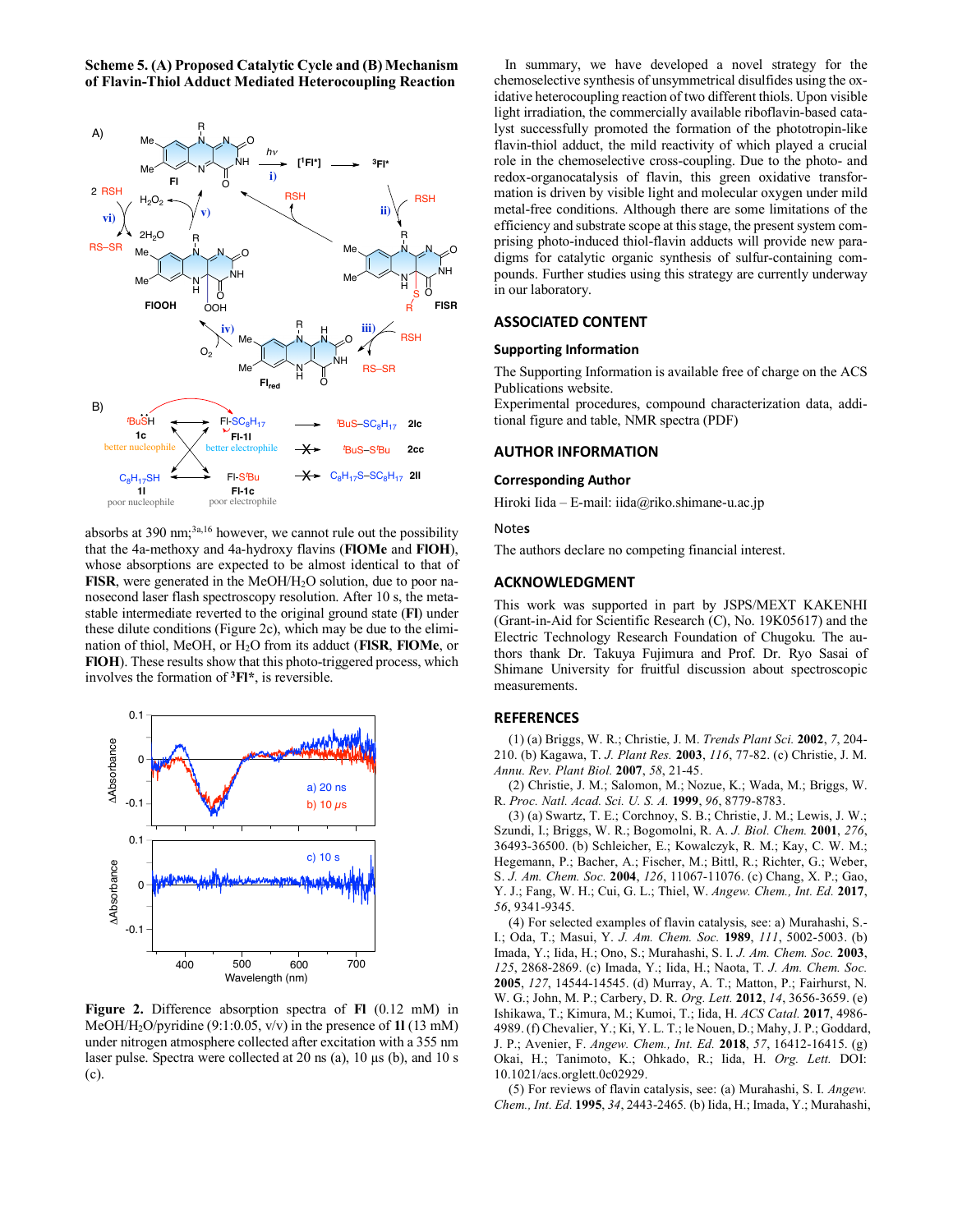**Scheme 5. (A) Proposed Catalytic Cycle and (B) Mechanism of Flavin-Thiol Adduct Mediated Heterocoupling Reaction**

absorbs at 390 nm;[3a,16] however, we cannot rule out the possibility that the 4a-methoxy and 4a-hydroxy flavins (**FlOMe** and **FlOH**), whose absorptions are expected to be almost identical to that of **FlSR**, were generated in the MeOH/$H_2O$ solution, due to poor nanosecond laser flash spectroscopy resolution. After 10 s, the metastable intermediate reverted to the original ground state (**Fl**) under these dilute conditions (Figure 2c), which may be due to the elimination of thiol, MeOH, or $H_2O$ from its adduct (**FlSR**, **FlOMe**, or **FlOH**). These results show that this photo-triggered process, which involves the formation of $^3$**Fl***, is reversible.

**Figure 2.** Difference absorption spectra of **Fl** (0.12 mM) in MeOH/$H_2O$/pyridine (9:1:0.05, v/v) in the presence of **1l** (13 mM) under nitrogen atmosphere collected after excitation with a 355 nm laser pulse. Spectra were collected at 20 ns (a), 10 μs (b), and 10 s (c).

In summary, we have developed a novel strategy for the chemoselective synthesis of unsymmetrical disulfides using the oxidative heterocoupling reaction of two different thiols. Upon visible light irradiation, the commercially available riboflavin-based catalyst successfully promoted the formation of the phototropin-like flavin-thiol adduct, the mild reactivity of which played a crucial role in the chemoselective cross-coupling. Due to the photo- and redox-organocatalysis of flavin, this green oxidative transformation is driven by visible light and molecular oxygen under mild metal-free conditions. Although there are some limitations of the efficiency and substrate scope at this stage, the present system comprising photo-induced thiol-flavin adducts will provide new paradigms for catalytic organic synthesis of sulfur-containing compounds. Further studies using this strategy are currently underway in our laboratory.

## ASSOCIATED CONTENT

### Supporting Information

The Supporting Information is available free of charge on the ACS Publications website.

Experimental procedures, compound characterization data, additional figure and table, NMR spectra (PDF)

## AUTHOR INFORMATION

### Corresponding Author

Hiroki Iida – E-mail: iida@riko.shimane-u.ac.jp

### Notes

The authors declare no competing financial interest.

## ACKNOWLEDGMENT

This work was supported in part by JSPS/MEXT KAKENHI (Grant-in-Aid for Scientific Research (C), No. 19K05617) and the Electric Technology Research Foundation of Chugoku. The authors thank Dr. Takuya Fujimura and Prof. Dr. Ryo Sasai of Shimane University for fruitful discussion about spectroscopic measurements.

## REFERENCES

(1) (a) Briggs, W. R.; Christie, J. M. *Trends Plant Sci.* **2002**, *7*, 204-210. (b) Kagawa, T. *J. Plant Res.* **2003**, *116*, 77-82. (c) Christie, J. M. *Annu. Rev. Plant Biol.* **2007**, *58*, 21-45.

(2) Christie, J. M.; Salomon, M.; Nozue, K.; Wada, M.; Briggs, W. R. *Proc. Natl. Acad. Sci. U. S. A.* **1999**, *96*, 8779-8783.

(3) (a) Swartz, T. E.; Corchnoy, S. B.; Christie, J. M.; Lewis, J. W.; Szundi, I.; Briggs, W. R.; Bogomolni, R. A. *J. Biol. Chem.* **2001**, *276*, 36493-36500. (b) Schleicher, E.; Kowalczyk, R. M.; Kay, C. W. M.; Hegemann, P.; Bacher, A.; Fischer, M.; Bittl, R.; Richter, G.; Weber, S. *J. Am. Chem. Soc.* **2004**, *126*, 11067-11076. (c) Chang, X. P.; Gao, Y. J.; Fang, W. H.; Cui, G. L.; Thiel, W. *Angew. Chem., Int. Ed.* **2017**, *56*, 9341-9345.

(4) For selected examples of flavin catalysis, see: a) Murahashi, S.-I.; Oda, T.; Masui, Y. *J. Am. Chem. Soc.* **1989**, *111*, 5002-5003. (b) Imada, Y.; Iida, H.; Ono, S.; Murahashi, S. I. *J. Am. Chem. Soc.* **2003**, *125*, 2868-2869. (c) Imada, Y.; Iida, H.; Naota, T. *J. Am. Chem. Soc.* **2005**, *127*, 14544-14545. (d) Murray, A. T.; Matton, P.; Fairhurst, N. W. G.; John, M. P.; Carbery, D. R. *Org. Lett.* **2012**, *14*, 3656-3659. (e) Ishikawa, T.; Kimura, M.; Kumoi, T.; Iida, H. *ACS Catal.* **2017**, 4986-4989. (f) Chevalier, Y.; Ki, Y. L. T.; le Nouen, D.; Mahy, J. P.; Goddard, J. P.; Avenier, F. *Angew. Chem., Int. Ed.* **2018**, *57*, 16412-16415. (g) Okai, H.; Tanimoto, K.; Ohkado, R.; Iida, H. *Org. Lett.* DOI: 10.1021/acs.orglett.0c02929.

(5) For reviews of flavin catalysis, see: (a) Murahashi, S. I. *Angew. Chem., Int. Ed.* **1995**, *34*, 2443-2465. (b) Iida, H.; Imada, Y.; Murahashi,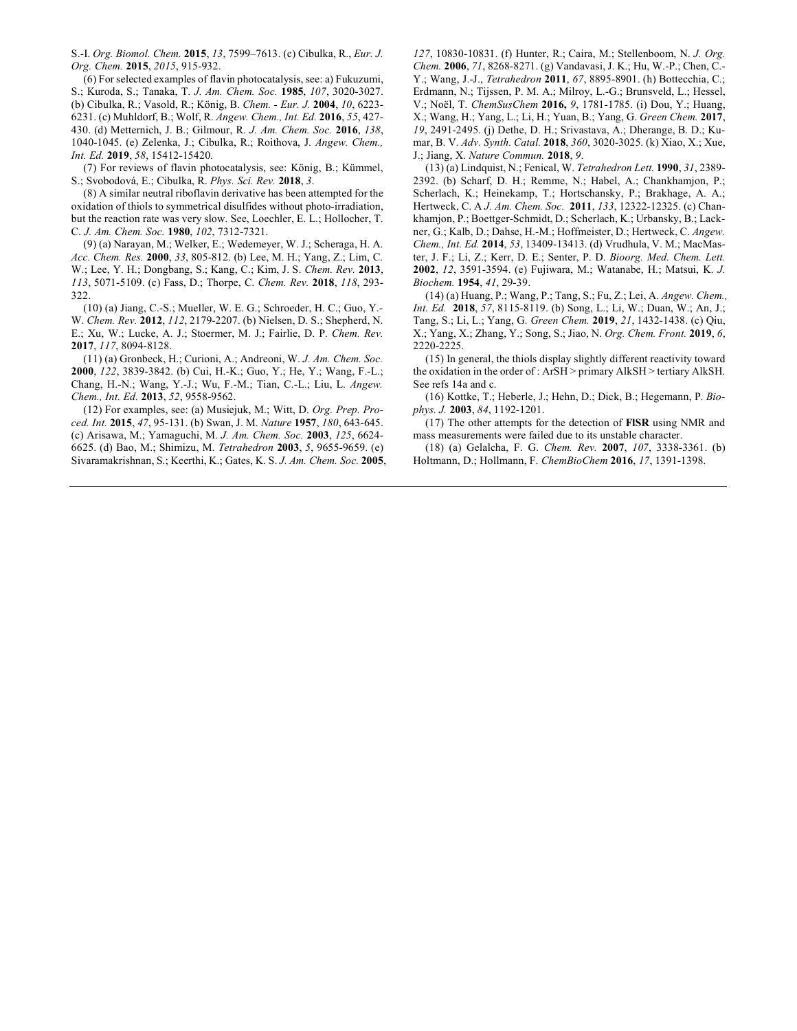S.-I. *Org. Biomol. Chem.* **2015**, *13*, 7599–7613. (c) Cibulka, R., *Eur. J. Org. Chem.* **2015**, *2015*, 915-932.

(6) For selected examples of flavin photocatalysis, see: a) Fukuzumi, S.; Kuroda, S.; Tanaka, T. *J. Am. Chem. Soc.* **1985**, *107*, 3020-3027. (b) Cibulka, R.; Vasold, R.; König, B. *Chem. - Eur. J.* **2004**, *10*, 6223-6231. (c) Muhldorf, B.; Wolf, R. *Angew. Chem., Int. Ed.* **2016**, *55*, 427-430. (d) Metternich, J. B.; Gilmour, R. *J. Am. Chem. Soc.* **2016**, *138*, 1040-1045. (e) Zelenka, J.; Cibulka, R.; Roithova, J. *Angew. Chem., Int. Ed.* **2019**, *58*, 15412-15420.

(7) For reviews of flavin photocatalysis, see: König, B.; Kümmel, S.; Svobodová, E.; Cibulka, R. *Phys. Sci. Rev.* **2018**, *3*.

(8) A similar neutral riboflavin derivative has been attempted for the oxidation of thiols to symmetrical disulfides without photo-irradiation, but the reaction rate was very slow. See, Loechler, E. L.; Hollocher, T. C. *J. Am. Chem. Soc.* **1980**, *102*, 7312-7321.

(9) (a) Narayan, M.; Welker, E.; Wedemeyer, W. J.; Scheraga, H. A. *Acc. Chem. Res.* **2000**, *33*, 805-812. (b) Lee, M. H.; Yang, Z.; Lim, C. W.; Lee, Y. H.; Dongbang, S.; Kang, C.; Kim, J. S. *Chem. Rev.* **2013**, *113*, 5071-5109. (c) Fass, D.; Thorpe, C. *Chem. Rev.* **2018**, *118*, 293-322.

(10) (a) Jiang, C.-S.; Mueller, W. E. G.; Schroeder, H. C.; Guo, Y.-W. *Chem. Rev.* **2012**, *112*, 2179-2207. (b) Nielsen, D. S.; Shepherd, N. E.; Xu, W.; Lucke, A. J.; Stoermer, M. J.; Fairlie, D. P. *Chem. Rev.* **2017**, *117*, 8094-8128.

(11) (a) Gronbeck, H.; Curioni, A.; Andreoni, W. *J. Am. Chem. Soc.* **2000**, *122*, 3839-3842. (b) Cui, H.-K.; Guo, Y.; He, Y.; Wang, F.-L.; Chang, H.-N.; Wang, Y.-J.; Wu, F.-M.; Tian, C.-L.; Liu, L. *Angew. Chem., Int. Ed.* **2013**, *52*, 9558-9562.

(12) For examples, see: (a) Musiejuk, M.; Witt, D. *Org. Prep. Proced. Int.* **2015**, *47*, 95-131. (b) Swan, J. M. *Nature* **1957**, *180*, 643-645. (c) Arisawa, M.; Yamaguchi, M. *J. Am. Chem. Soc.* **2003**, *125*, 6624-6625. (d) Bao, M.; Shimizu, M. *Tetrahedron* **2003**, *5*, 9655-9659. (e) Sivaramakrishnan, S.; Keerthi, K.; Gates, K. S. *J. Am. Chem. Soc.* **2005**, *127*, 10830-10831. (f) Hunter, R.; Caira, M.; Stellenboom, N. *J. Org. Chem.* **2006**, *71*, 8268-8271. (g) Vandavasi, J. K.; Hu, W.-P.; Chen, C.-Y.; Wang, J.-J., *Tetrahedron* **2011**, *67*, 8895-8901. (h) Bottecchia, C.; Erdmann, N.; Tijssen, P. M. A.; Milroy, L.-G.; Brunsveld, L.; Hessel, V.; Noël, T. *ChemSusChem* **2016,** *9*, 1781-1785. (i) Dou, Y.; Huang, X.; Wang, H.; Yang, L.; Li, H.; Yuan, B.; Yang, G. *Green Chem.* **2017**, *19*, 2491-2495. (j) Dethe, D. H.; Srivastava, A.; Dherange, B. D.; Kumar, B. V. *Adv. Synth. Catal.* **2018**, *360*, 3020-3025. (k) Xiao, X.; Xue, J.; Jiang, X. *Nature Commun.* **2018**, *9*.

(13) (a) Lindquist, N.; Fenical, W. *Tetrahedron Lett.* **1990**, *31*, 2389-2392. (b) Scharf, D. H.; Remme, N.; Habel, A.; Chankhamjon, P.; Scherlach, K.; Heinekamp, T.; Hortschansky, P.; Brakhage, A. A.; Hertweck, C. A *J. Am. Chem. Soc.* **2011**, *133*, 12322-12325. (c) Chankhamjon, P.; Boettger-Schmidt, D.; Scherlach, K.; Urbansky, B.; Lackner, G.; Kalb, D.; Dahse, H.-M.; Hoffmeister, D.; Hertweck, C. *Angew. Chem., Int. Ed.* **2014**, *53*, 13409-13413. (d) Vrudhula, V. M.; MacMaster, J. F.; Li, Z.; Kerr, D. E.; Senter, P. D. *Bioorg. Med. Chem. Lett.* **2002**, *12*, 3591-3594. (e) Fujiwara, M.; Watanabe, H.; Matsui, K. *J. Biochem.* **1954**, *41*, 29-39.

(14) (a) Huang, P.; Wang, P.; Tang, S.; Fu, Z.; Lei, A. *Angew. Chem., Int. Ed.* **2018**, *57*, 8115-8119. (b) Song, L.; Li, W.; Duan, W.; An, J.; Tang, S.; Li, L.; Yang, G. *Green Chem.* **2019**, *21*, 1432-1438. (c) Qiu, X.; Yang, X.; Zhang, Y.; Song, S.; Jiao, N. *Org. Chem. Front.* **2019**, *6*, 2220-2225.

(15) In general, the thiols display slightly different reactivity toward the oxidation in the order of : ArSH > primary AlkSH > tertiary AlkSH. See refs 14a and c.

(16) Kottke, T.; Heberle, J.; Hehn, D.; Dick, B.; Hegemann, P. *Biophys. J.* **2003**, *84*, 1192-1201.

(17) The other attempts for the detection of **FlSR** using NMR and mass measurements were failed due to its unstable character.

(18) (a) Gelalcha, F. G. *Chem. Rev.* **2007**, *107*, 3338-3361. (b) Holtmann, D.; Hollmann, F. *ChemBioChem* **2016**, *17*, 1391-1398.